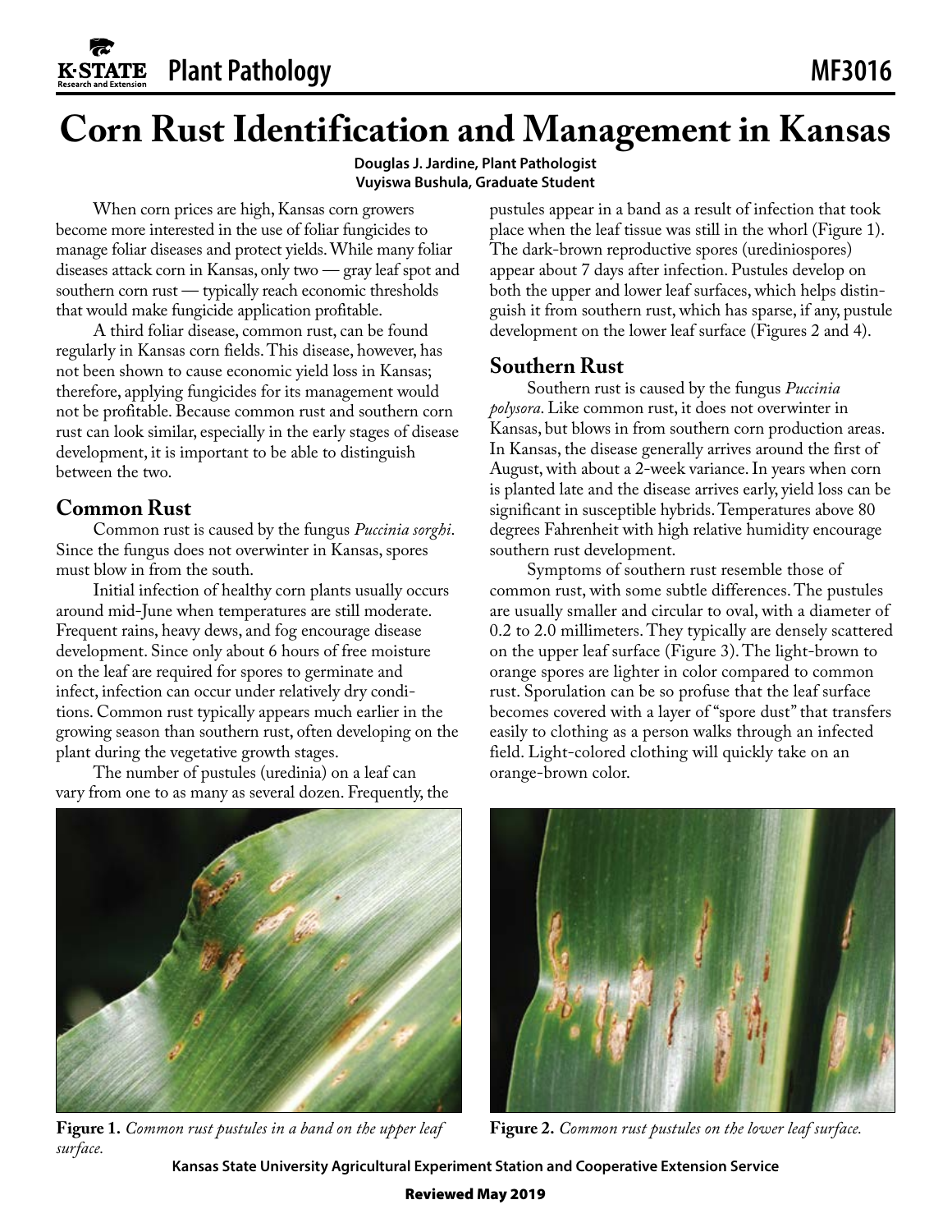# Corn Rust Identification and Management in Kansas

**Douglas J. Jardine, Plant Pathologist**
**Vuyiswa Bushula, Graduate Student**

When corn prices are high, Kansas corn growers become more interested in the use of foliar fungicides to manage foliar diseases and protect yields. While many foliar diseases attack corn in Kansas, only two — gray leaf spot and southern corn rust — typically reach economic thresholds that would make fungicide application profitable.

A third foliar disease, common rust, can be found regularly in Kansas corn fields. This disease, however, has not been shown to cause economic yield loss in Kansas; therefore, applying fungicides for its management would not be profitable. Because common rust and southern corn rust can look similar, especially in the early stages of disease development, it is important to be able to distinguish between the two.

## Common Rust

Common rust is caused by the fungus *Puccinia sorghi*. Since the fungus does not overwinter in Kansas, spores must blow in from the south.

Initial infection of healthy corn plants usually occurs around mid-June when temperatures are still moderate. Frequent rains, heavy dews, and fog encourage disease development. Since only about 6 hours of free moisture on the leaf are required for spores to germinate and infect, infection can occur under relatively dry conditions. Common rust typically appears much earlier in the growing season than southern rust, often developing on the plant during the vegetative growth stages.

The number of pustules (uredinia) on a leaf can vary from one to as many as several dozen. Frequently, the pustules appear in a band as a result of infection that took place when the leaf tissue was still in the whorl (Figure 1). The dark-brown reproductive spores (urediniospores) appear about 7 days after infection. Pustules develop on both the upper and lower leaf surfaces, which helps distinguish it from southern rust, which has sparse, if any, pustule development on the lower leaf surface (Figures 2 and 4).

## Southern Rust

Southern rust is caused by the fungus *Puccinia polysora*. Like common rust, it does not overwinter in Kansas, but blows in from southern corn production areas. In Kansas, the disease generally arrives around the first of August, with about a 2-week variance. In years when corn is planted late and the disease arrives early, yield loss can be significant in susceptible hybrids. Temperatures above 80 degrees Fahrenheit with high relative humidity encourage southern rust development.

Symptoms of southern rust resemble those of common rust, with some subtle differences. The pustules are usually smaller and circular to oval, with a diameter of 0.2 to 2.0 millimeters. They typically are densely scattered on the upper leaf surface (Figure 3). The light-brown to orange spores are lighter in color compared to common rust. Sporulation can be so profuse that the leaf surface becomes covered with a layer of "spore dust" that transfers easily to clothing as a person walks through an infected field. Light-colored clothing will quickly take on an orange-brown color.

**Figure 1.** *Common rust pustules in a band on the upper leaf surface.*

**Figure 2.** *Common rust pustules on the lower leaf surface.*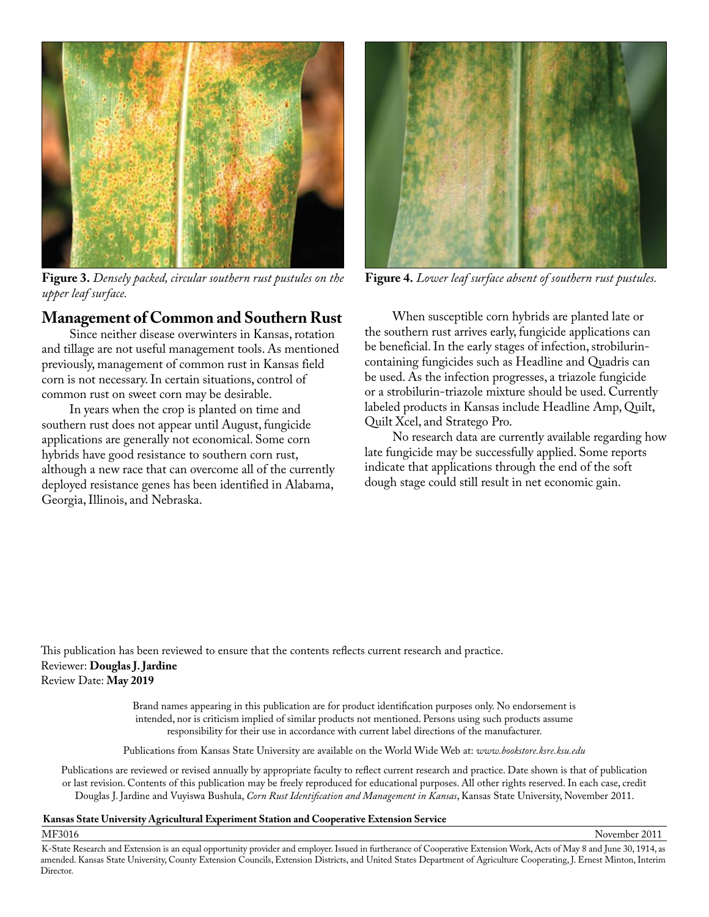**Figure 3.** *Densely packed, circular southern rust pustules on the upper leaf surface.*

**Figure 4.** *Lower leaf surface absent of southern rust pustules.*

## Management of Common and Southern Rust

Since neither disease overwinters in Kansas, rotation and tillage are not useful management tools. As mentioned previously, management of common rust in Kansas field corn is not necessary. In certain situations, control of common rust on sweet corn may be desirable.

In years when the crop is planted on time and southern rust does not appear until August, fungicide applications are generally not economical. Some corn hybrids have good resistance to southern corn rust, although a new race that can overcome all of the currently deployed resistance genes has been identified in Alabama, Georgia, Illinois, and Nebraska.

When susceptible corn hybrids are planted late or the southern rust arrives early, fungicide applications can be beneficial. In the early stages of infection, strobilurin-containing fungicides such as Headline and Quadris can be used. As the infection progresses, a triazole fungicide or a strobilurin-triazole mixture should be used. Currently labeled products in Kansas include Headline Amp, Quilt, Quilt Xcel, and Stratego Pro.

No research data are currently available regarding how late fungicide may be successfully applied. Some reports indicate that applications through the end of the soft dough stage could still result in net economic gain.

This publication has been reviewed to ensure that the contents reflects current research and practice.
Reviewer: **Douglas J. Jardine**
Review Date: **May 2019**

Brand names appearing in this publication are for product identification purposes only. No endorsement is intended, nor is criticism implied of similar products not mentioned. Persons using such products assume responsibility for their use in accordance with current label directions of the manufacturer.

Publications from Kansas State University are available on the World Wide Web at: *www.bookstore.ksre.ksu.edu*

Publications are reviewed or revised annually by appropriate faculty to reflect current research and practice. Date shown is that of publication or last revision. Contents of this publication may be freely reproduced for educational purposes. All other rights reserved. In each case, credit Douglas J. Jardine and Vuyiswa Bushula, *Corn Rust Identification and Management in Kansas*, Kansas State University, November 2011.

**Kansas State University Agricultural Experiment Station and Cooperative Extension Service**

MF3016 November 2011

K-State Research and Extension is an equal opportunity provider and employer. Issued in furtherance of Cooperative Extension Work, Acts of May 8 and June 30, 1914, as amended. Kansas State University, County Extension Councils, Extension Districts, and United States Department of Agriculture Cooperating, J. Ernest Minton, Interim Director.